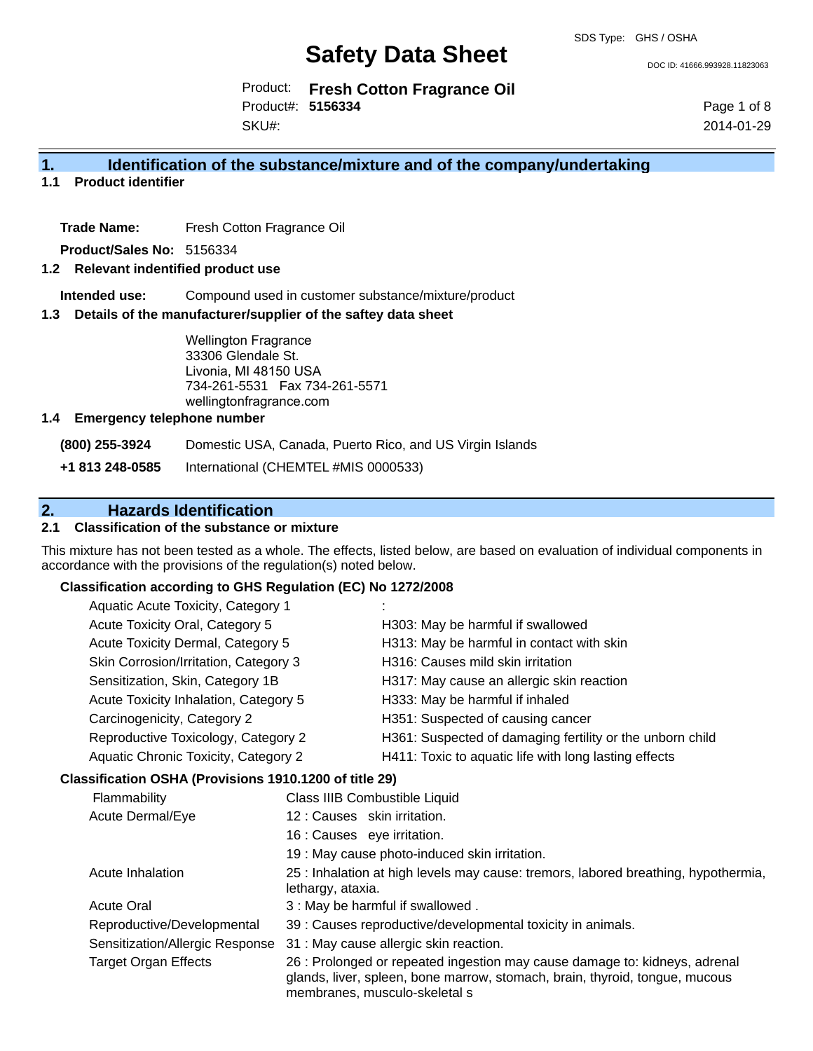# Safety Data Sheet

SDS Type: GHS / OSHA

DOC ID: 41666.993928.11823063

Product: **Fresh Cotton Fragrance Oil**
Product#: **5156334**
SKU#:

2014-01-29

## 1. Identification of the substance/mixture and of the company/undertaking

### 1.1 Product identifier

**Trade Name:** Fresh Cotton Fragrance Oil

**Product/Sales No:** 5156334

### 1.2 Relevant indentified product use

**Intended use:** Compound used in customer substance/mixture/product

### 1.3 Details of the manufacturer/supplier of the saftey data sheet

Wellington Fragrance
33306 Glendale St.
Livonia, MI 48150 USA
734-261-5531 Fax 734-261-5571
wellingtonfragrance.com

### 1.4 Emergency telephone number

**(800) 255-3924** Domestic USA, Canada, Puerto Rico, and US Virgin Islands

**+1 813 248-0585** International (CHEMTEL #MIS 0000533)

## 2. Hazards Identification

### 2.1 Classification of the substance or mixture

This mixture has not been tested as a whole. The effects, listed below, are based on evaluation of individual components in accordance with the provisions of the regulation(s) noted below.

**Classification according to GHS Regulation (EC) No 1272/2008**

| | |
|---|---|
| Aquatic Acute Toxicity, Category 1 | : |
| Acute Toxicity Oral, Category 5 | H303: May be harmful if swallowed |
| Acute Toxicity Dermal, Category 5 | H313: May be harmful in contact with skin |
| Skin Corrosion/Irritation, Category 3 | H316: Causes mild skin irritation |
| Sensitization, Skin, Category 1B | H317: May cause an allergic skin reaction |
| Acute Toxicity Inhalation, Category 5 | H333: May be harmful if inhaled |
| Carcinogenicity, Category 2 | H351: Suspected of causing cancer |
| Reproductive Toxicology, Category 2 | H361: Suspected of damaging fertility or the unborn child |
| Aquatic Chronic Toxicity, Category 2 | H411: Toxic to aquatic life with long lasting effects |

**Classification OSHA (Provisions 1910.1200 of title 29)**

| | |
|---|---|
| Flammability | Class IIIB Combustible Liquid |
| Acute Dermal/Eye | 12 : Causes skin irritation. |
| | 16 : Causes eye irritation. |
| | 19 : May cause photo-induced skin irritation. |
| Acute Inhalation | 25 : Inhalation at high levels may cause: tremors, labored breathing, hypothermia, lethargy, ataxia. |
| Acute Oral | 3 : May be harmful if swallowed . |
| Reproductive/Developmental | 39 : Causes reproductive/developmental toxicity in animals. |
| Sensitization/Allergic Response | 31 : May cause allergic skin reaction. |
| Target Organ Effects | 26 : Prolonged or repeated ingestion may cause damage to: kidneys, adrenal glands, liver, spleen, bone marrow, stomach, brain, thyroid, tongue, mucous membranes, musculo-skeletal s |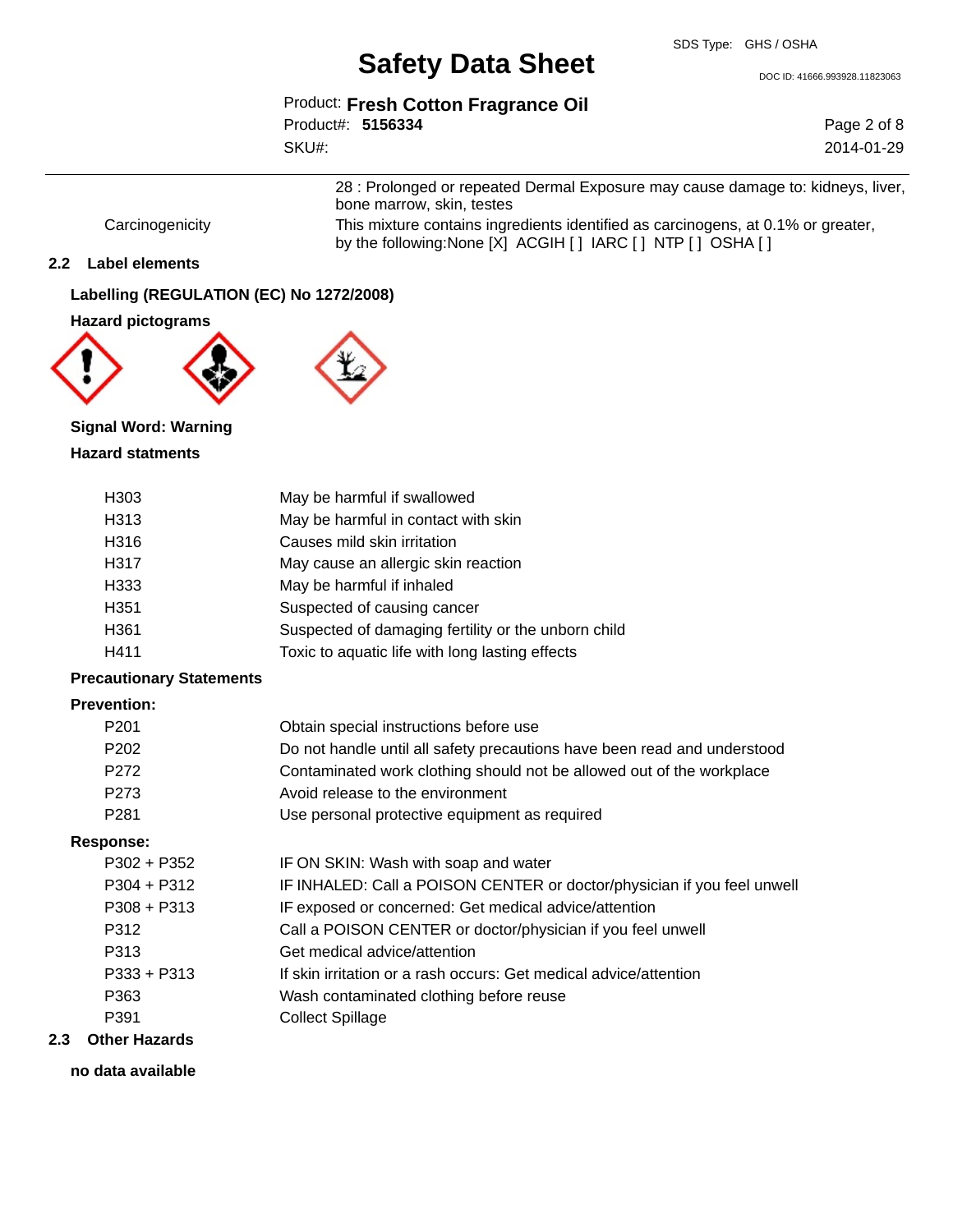| | |
|---|---|
| | 28 : Prolonged or repeated Dermal Exposure may cause damage to: kidneys, liver, bone marrow, skin, testes |
| Carcinogenicity | This mixture contains ingredients identified as carcinogens, at 0.1% or greater, by the following:None [X] ACGIH [ ] IARC [ ] NTP [ ] OSHA [ ] |

## 2.2 Label elements

### Labelling (REGULATION (EC) No 1272/2008)

### Hazard pictograms

### Signal Word: Warning

### Hazard statments

| | |
|---|---|
| H303 | May be harmful if swallowed |
| H313 | May be harmful in contact with skin |
| H316 | Causes mild skin irritation |
| H317 | May cause an allergic skin reaction |
| H333 | May be harmful if inhaled |
| H351 | Suspected of causing cancer |
| H361 | Suspected of damaging fertility or the unborn child |
| H411 | Toxic to aquatic life with long lasting effects |

### Precautionary Statements

**Prevention:**

| | |
|---|---|
| P201 | Obtain special instructions before use |
| P202 | Do not handle until all safety precautions have been read and understood |
| P272 | Contaminated work clothing should not be allowed out of the workplace |
| P273 | Avoid release to the environment |
| P281 | Use personal protective equipment as required |

**Response:**

| | |
|---|---|
| P302 + P352 | IF ON SKIN: Wash with soap and water |
| P304 + P312 | IF INHALED: Call a POISON CENTER or doctor/physician if you feel unwell |
| P308 + P313 | IF exposed or concerned: Get medical advice/attention |
| P312 | Call a POISON CENTER or doctor/physician if you feel unwell |
| P313 | Get medical advice/attention |
| P333 + P313 | If skin irritation or a rash occurs: Get medical advice/attention |
| P363 | Wash contaminated clothing before reuse |
| P391 | Collect Spillage |

## 2.3 Other Hazards

**no data available**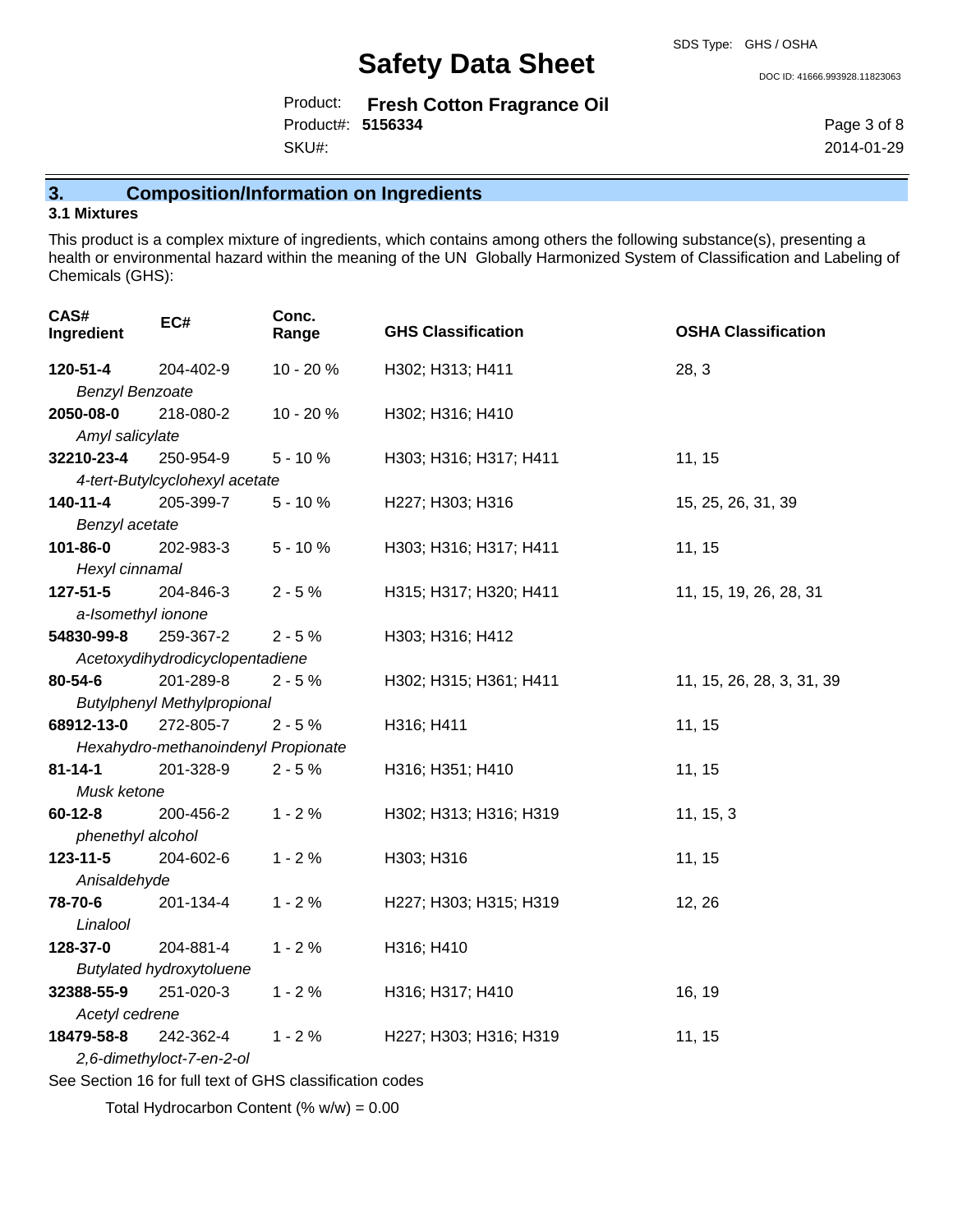## 3. Composition/Information on Ingredients

### 3.1 Mixtures

This product is a complex mixture of ingredients, which contains among others the following substance(s), presenting a health or environmental hazard within the meaning of the UN Globally Harmonized System of Classification and Labeling of Chemicals (GHS):

| CAS# Ingredient | EC# | Conc. Range | GHS Classification | OSHA Classification |
|---|---|---|---|---|
| **120-51-4** *Benzyl Benzoate* | 204-402-9 | 10 - 20 % | H302; H313; H411 | 28, 3 |
| **2050-08-0** *Amyl salicylate* | 218-080-2 | 10 - 20 % | H302; H316; H410 | |
| **32210-23-4** *4-tert-Butylcyclohexyl acetate* | 250-954-9 | 5 - 10 % | H303; H316; H317; H411 | 11, 15 |
| **140-11-4** *Benzyl acetate* | 205-399-7 | 5 - 10 % | H227; H303; H316 | 15, 25, 26, 31, 39 |
| **101-86-0** *Hexyl cinnamal* | 202-983-3 | 5 - 10 % | H303; H316; H317; H411 | 11, 15 |
| **127-51-5** *a-Isomethyl ionone* | 204-846-3 | 2 - 5 % | H315; H317; H320; H411 | 11, 15, 19, 26, 28, 31 |
| **54830-99-8** *Acetoxydihydrodicyclopentadiene* | 259-367-2 | 2 - 5 % | H303; H316; H412 | |
| **80-54-6** *Butylphenyl Methylpropional* | 201-289-8 | 2 - 5 % | H302; H315; H361; H411 | 11, 15, 26, 28, 3, 31, 39 |
| **68912-13-0** *Hexahydro-methanoindenyl Propionate* | 272-805-7 | 2 - 5 % | H316; H411 | 11, 15 |
| **81-14-1** *Musk ketone* | 201-328-9 | 2 - 5 % | H316; H351; H410 | 11, 15 |
| **60-12-8** *phenethyl alcohol* | 200-456-2 | 1 - 2 % | H302; H313; H316; H319 | 11, 15, 3 |
| **123-11-5** *Anisaldehyde* | 204-602-6 | 1 - 2 % | H303; H316 | 11, 15 |
| **78-70-6** *Linalool* | 201-134-4 | 1 - 2 % | H227; H303; H315; H319 | 12, 26 |
| **128-37-0** *Butylated hydroxytoluene* | 204-881-4 | 1 - 2 % | H316; H410 | |
| **32388-55-9** *Acetyl cedrene* | 251-020-3 | 1 - 2 % | H316; H317; H410 | 16, 19 |
| **18479-58-8** *2,6-dimethyloct-7-en-2-ol* | 242-362-4 | 1 - 2 % | H227; H303; H316; H319 | 11, 15 |

See Section 16 for full text of GHS classification codes

Total Hydrocarbon Content (% w/w) = 0.00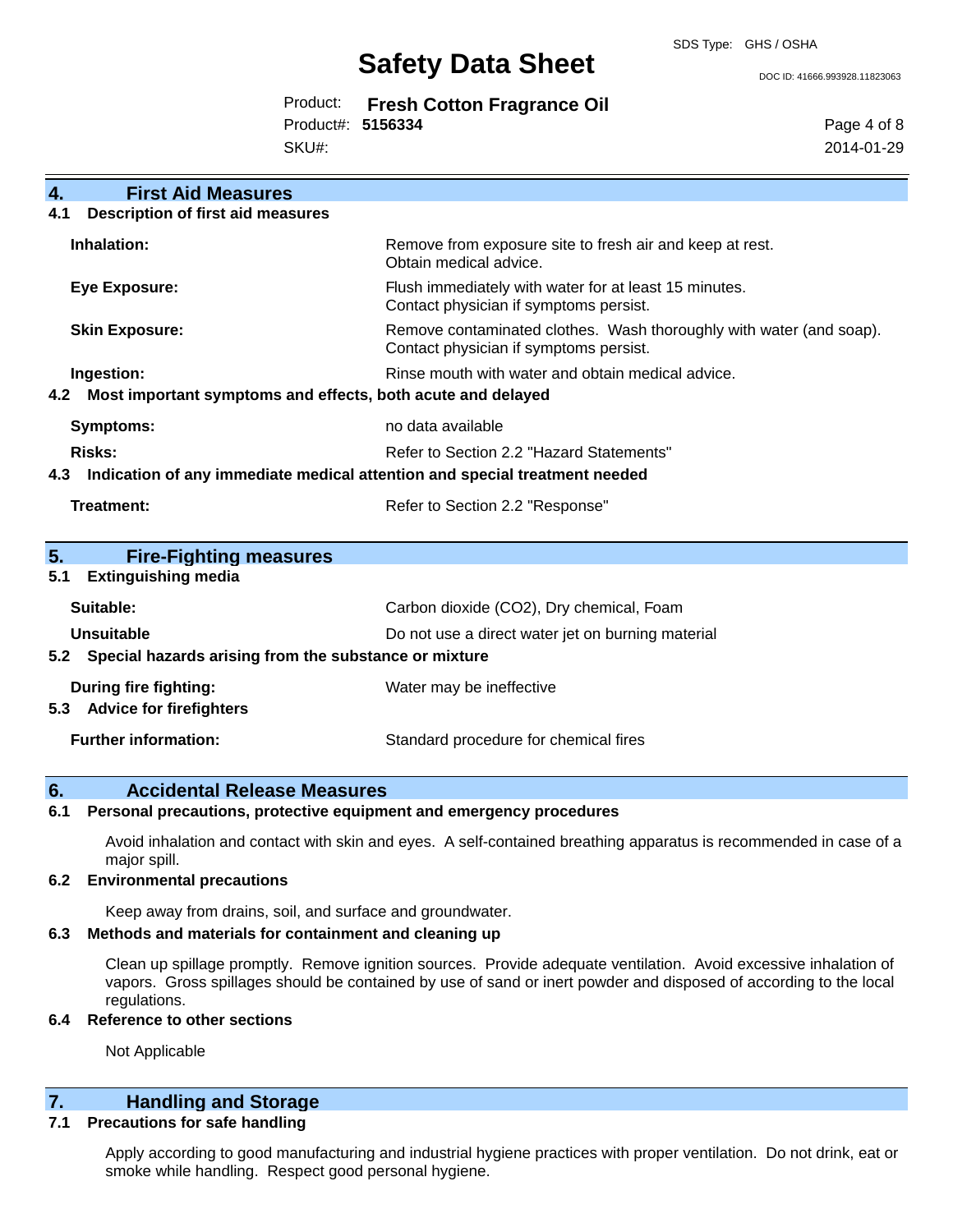## 4. First Aid Measures

### 4.1 Description of first aid measures

| | |
|---|---|
| **Inhalation:** | Remove from exposure site to fresh air and keep at rest. Obtain medical advice. |
| **Eye Exposure:** | Flush immediately with water for at least 15 minutes. Contact physician if symptoms persist. |
| **Skin Exposure:** | Remove contaminated clothes. Wash thoroughly with water (and soap). Contact physician if symptoms persist. |
| **Ingestion:** | Rinse mouth with water and obtain medical advice. |

### 4.2 Most important symptoms and effects, both acute and delayed

| | |
|---|---|
| **Symptoms:** | no data available |
| **Risks:** | Refer to Section 2.2 "Hazard Statements" |

### 4.3 Indication of any immediate medical attention and special treatment needed

| | |
|---|---|
| **Treatment:** | Refer to Section 2.2 "Response" |

## 5. Fire-Fighting measures

### 5.1 Extinguishing media

| | |
|---|---|
| **Suitable:** | Carbon dioxide ($CO_2$), Dry chemical, Foam |
| **Unsuitable** | Do not use a direct water jet on burning material |

### 5.2 Special hazards arising from the substance or mixture

| | |
|---|---|
| **During fire fighting:** | Water may be ineffective |

### 5.3 Advice for firefighters

| | |
|---|---|
| **Further information:** | Standard procedure for chemical fires |

## 6. Accidental Release Measures

### 6.1 Personal precautions, protective equipment and emergency procedures

Avoid inhalation and contact with skin and eyes. A self-contained breathing apparatus is recommended in case of a major spill.

### 6.2 Environmental precautions

Keep away from drains, soil, and surface and groundwater.

### 6.3 Methods and materials for containment and cleaning up

Clean up spillage promptly. Remove ignition sources. Provide adequate ventilation. Avoid excessive inhalation of vapors. Gross spillages should be contained by use of sand or inert powder and disposed of according to the local regulations.

### 6.4 Reference to other sections

Not Applicable

## 7. Handling and Storage

### 7.1 Precautions for safe handling

Apply according to good manufacturing and industrial hygiene practices with proper ventilation. Do not drink, eat or smoke while handling. Respect good personal hygiene.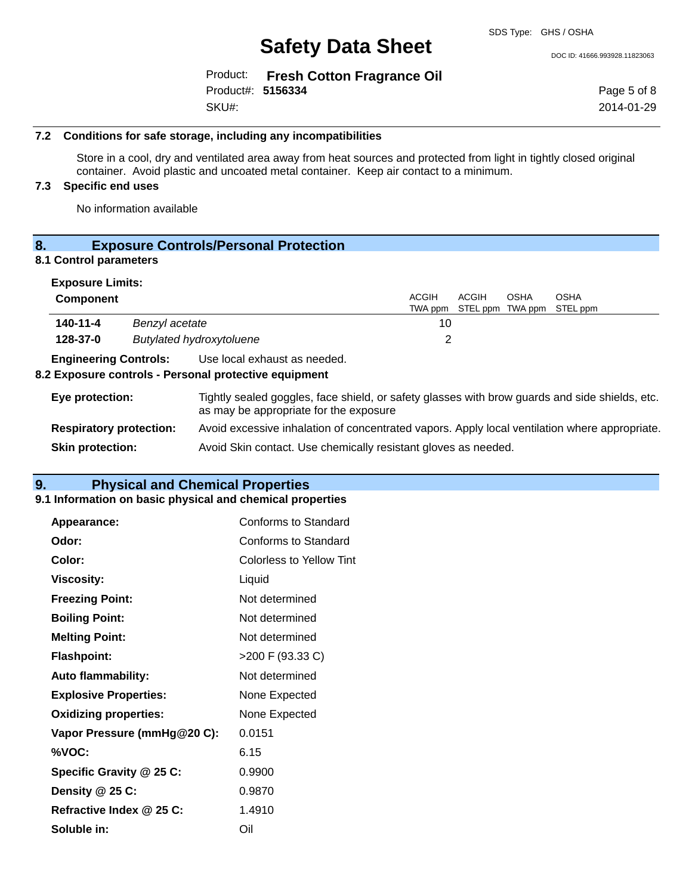### 7.2 Conditions for safe storage, including any incompatibilities

Store in a cool, dry and ventilated area away from heat sources and protected from light in tightly closed original container. Avoid plastic and uncoated metal container. Keep air contact to a minimum.

### 7.3 Specific end uses

No information available

## 8. Exposure Controls/Personal Protection

### 8.1 Control parameters

**Exposure Limits:**

| Component | | ACGIH TWA ppm | ACGIH STEL ppm | OSHA TWA ppm | OSHA STEL ppm |
|---|---|---|---|---|---|
| **140-11-4** | *Benzyl acetate* | 10 | | | |
| **128-37-0** | *Butylated hydroxytoluene* | 2 | | | |

**Engineering Controls:** Use local exhaust as needed.

### 8.2 Exposure controls - Personal protective equipment

**Eye protection:** Tightly sealed goggles, face shield, or safety glasses with brow guards and side shields, etc. as may be appropriate for the exposure

**Respiratory protection:** Avoid excessive inhalation of concentrated vapors. Apply local ventilation where appropriate.

**Skin protection:** Avoid Skin contact. Use chemically resistant gloves as needed.

## 9. Physical and Chemical Properties

### 9.1 Information on basic physical and chemical properties

| | |
|---|---|
| **Appearance:** | Conforms to Standard |
| **Odor:** | Conforms to Standard |
| **Color:** | Colorless to Yellow Tint |
| **Viscosity:** | Liquid |
| **Freezing Point:** | Not determined |
| **Boiling Point:** | Not determined |
| **Melting Point:** | Not determined |
| **Flashpoint:** | >200 F (93.33 C) |
| **Auto flammability:** | Not determined |
| **Explosive Properties:** | None Expected |
| **Oxidizing properties:** | None Expected |
| **Vapor Pressure (mmHg@20 C):** | 0.0151 |
| **%VOC:** | 6.15 |
| **Specific Gravity @ 25 C:** | 0.9900 |
| **Density @ 25 C:** | 0.9870 |
| **Refractive Index @ 25 C:** | 1.4910 |
| **Soluble in:** | Oil |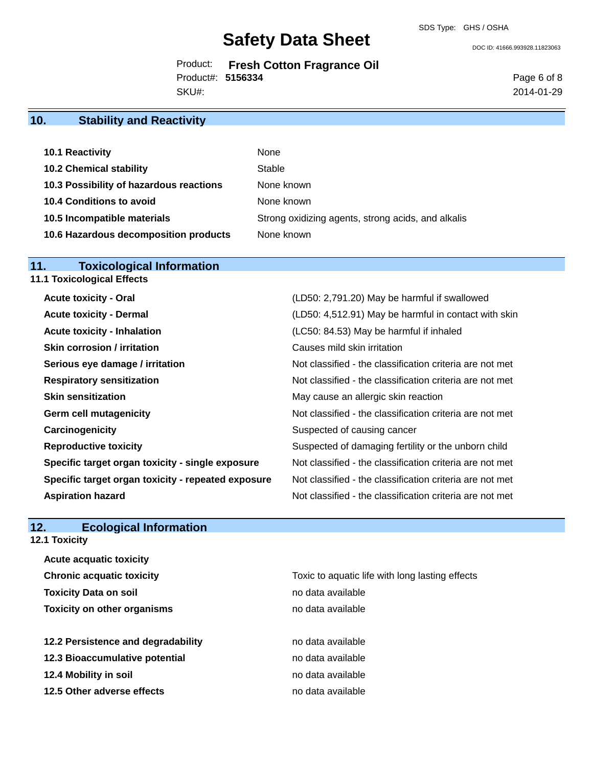## 10. Stability and Reactivity

| | |
|---|---|
| **10.1 Reactivity** | None |
| **10.2 Chemical stability** | Stable |
| **10.3 Possibility of hazardous reactions** | None known |
| **10.4 Conditions to avoid** | None known |
| **10.5 Incompatible materials** | Strong oxidizing agents, strong acids, and alkalis |
| **10.6 Hazardous decomposition products** | None known |

## 11. Toxicological Information

### 11.1 Toxicological Effects

| | |
|---|---|
| **Acute toxicity - Oral** | (LD50: 2,791.20) May be harmful if swallowed |
| **Acute toxicity - Dermal** | (LD50: 4,512.91) May be harmful in contact with skin |
| **Acute toxicity - Inhalation** | (LC50: 84.53) May be harmful if inhaled |
| **Skin corrosion / irritation** | Causes mild skin irritation |
| **Serious eye damage / irritation** | Not classified - the classification criteria are not met |
| **Respiratory sensitization** | Not classified - the classification criteria are not met |
| **Skin sensitization** | May cause an allergic skin reaction |
| **Germ cell mutagenicity** | Not classified - the classification criteria are not met |
| **Carcinogenicity** | Suspected of causing cancer |
| **Reproductive toxicity** | Suspected of damaging fertility or the unborn child |
| **Specific target organ toxicity - single exposure** | Not classified - the classification criteria are not met |
| **Specific target organ toxicity - repeated exposure** | Not classified - the classification criteria are not met |
| **Aspiration hazard** | Not classified - the classification criteria are not met |

## 12. Ecological Information

### 12.1 Toxicity

| | |
|---|---|
| **Acute acquatic toxicity** | |
| **Chronic acquatic toxicity** | Toxic to aquatic life with long lasting effects |
| **Toxicity Data on soil** | no data available |
| **Toxicity on other organisms** | no data available |

| | |
|---|---|
| **12.2 Persistence and degradability** | no data available |
| **12.3 Bioaccumulative potential** | no data available |
| **12.4 Mobility in soil** | no data available |
| **12.5 Other adverse effects** | no data available |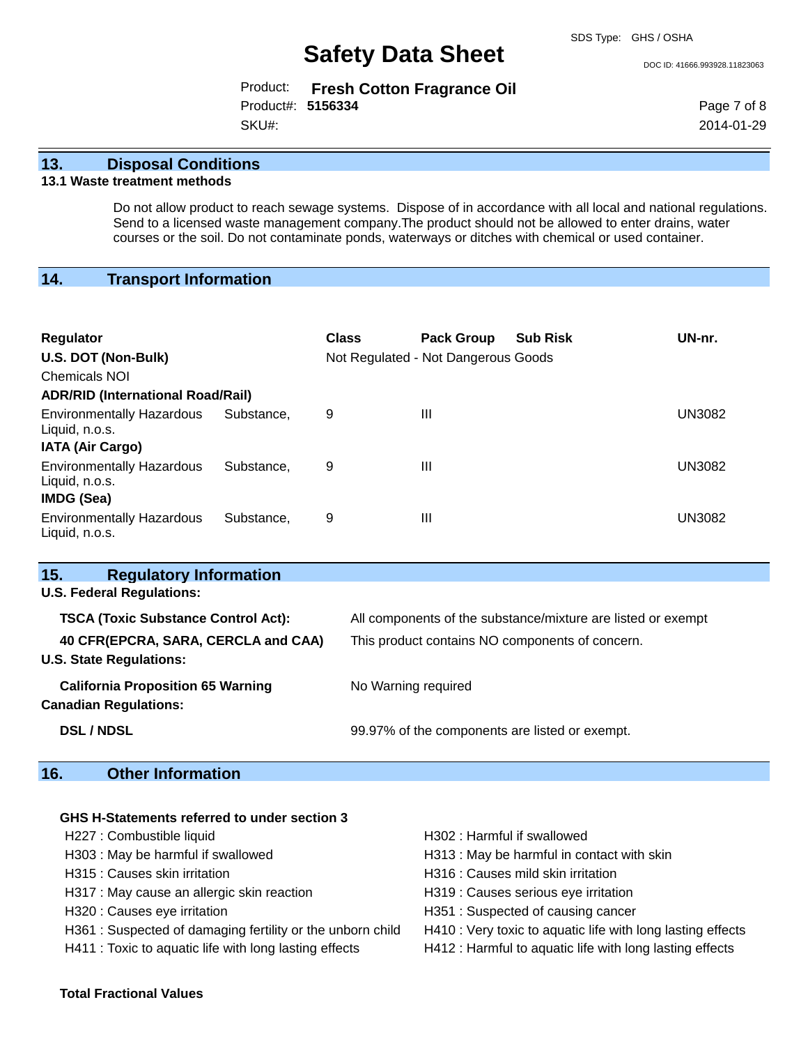## 13. Disposal Conditions

### 13.1 Waste treatment methods

Do not allow product to reach sewage systems. Dispose of in accordance with all local and national regulations. Send to a licensed waste management company.The product should not be allowed to enter drains, water courses or the soil. Do not contaminate ponds, waterways or ditches with chemical or used container.

## 14. Transport Information

| Regulator | Class | Pack Group | Sub Risk | UN-nr. |
|---|---|---|---|---|
| **U.S. DOT (Non-Bulk)** | Not Regulated - Not Dangerous Goods | | | |
| Chemicals NOI | | | | |
| **ADR/RID (International Road/Rail)** | | | | |
| Environmentally Hazardous Substance, Liquid, n.o.s. | 9 | III | | UN3082 |
| **IATA (Air Cargo)** | | | | |
| Environmentally Hazardous Substance, Liquid, n.o.s. | 9 | III | | UN3082 |
| **IMDG (Sea)** | | | | |
| Environmentally Hazardous Substance, Liquid, n.o.s. | 9 | III | | UN3082 |

## 15. Regulatory Information

**U.S. Federal Regulations:**

| | |
|---|---|
| **TSCA (Toxic Substance Control Act):** | All components of the substance/mixture are listed or exempt |
| **40 CFR(EPCRA, SARA, CERCLA and CAA)** | This product contains NO components of concern. |

**U.S. State Regulations:**

| | |
|---|---|
| **California Proposition 65 Warning** | No Warning required |

**Canadian Regulations:**

| | |
|---|---|
| **DSL / NDSL** | 99.97% of the components are listed or exempt. |

## 16. Other Information

**GHS H-Statements referred to under section 3**

- H227 : Combustible liquid
- H303 : May be harmful if swallowed
- H315 : Causes skin irritation
- H317 : May cause an allergic skin reaction
- H320 : Causes eye irritation
- H361 : Suspected of damaging fertility or the unborn child
- H411 : Toxic to aquatic life with long lasting effects
- H302 : Harmful if swallowed
- H313 : May be harmful in contact with skin
- H316 : Causes mild skin irritation
- H319 : Causes serious eye irritation
- H351 : Suspected of causing cancer
- H410 : Very toxic to aquatic life with long lasting effects
- H412 : Harmful to aquatic life with long lasting effects

**Total Fractional Values**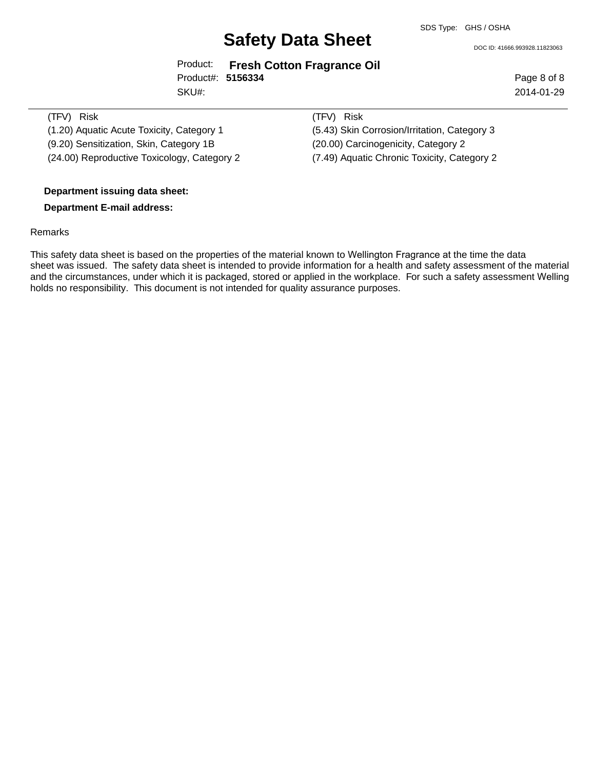| (TFV) Risk | (TFV) Risk |
| --- | --- |
| (1.20) Aquatic Acute Toxicity, Category 1 | (5.43) Skin Corrosion/Irritation, Category 3 |
| (9.20) Sensitization, Skin, Category 1B | (20.00) Carcinogenicity, Category 2 |
| (24.00) Reproductive Toxicology, Category 2 | (7.49) Aquatic Chronic Toxicity, Category 2 |

**Department issuing data sheet:**

**Department E-mail address:**

Remarks

This safety data sheet is based on the properties of the material known to Wellington Fragrance at the time the data sheet was issued. The safety data sheet is intended to provide information for a health and safety assessment of the material and the circumstances, under which it is packaged, stored or applied in the workplace. For such a safety assessment Welling holds no responsibility. This document is not intended for quality assurance purposes.